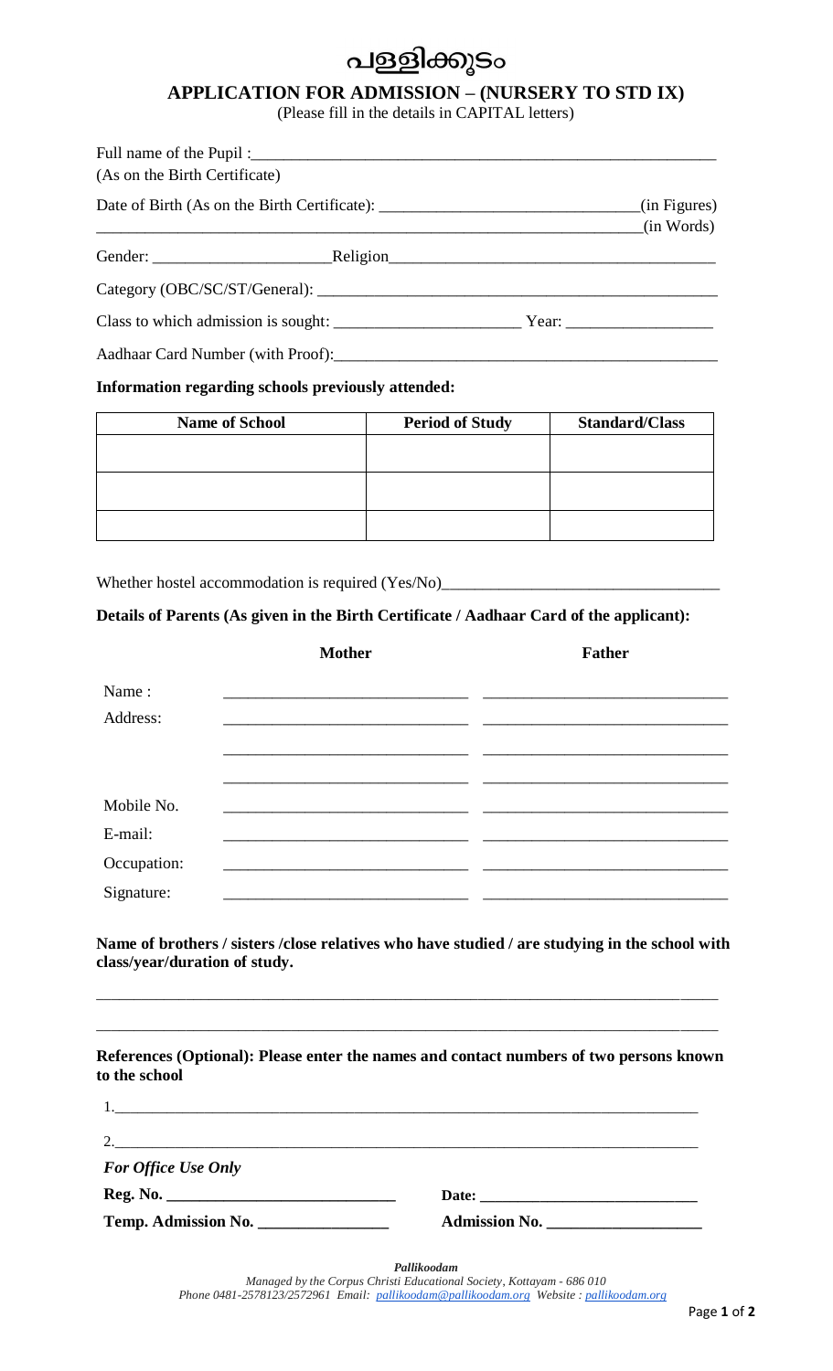# പള്ളിക്കൂടം

## APPLICATION FOR ADMISSION – (NURSERY TO STD IX)

(Please fill in the details in CAPITAL letters)

Full name of the Pupil :________________________________________________________
(As on the Birth Certificate)

Date of Birth (As on the Birth Certificate): ______________________________(in Figures)
_________________________________________________________________(in Words)

Gender: _____________________Religion______________________________________

Category (OBC/SC/ST/General): __________________________________________________

Class to which admission is sought: ______________________ Year: _________________

Aadhaar Card Number (with Proof):______________________________________________

**Information regarding schools previously attended:**

| Name of School | Period of Study | Standard/Class |
|---|---|---|
| | | |
| | | |
| | | |

Whether hostel accommodation is required (Yes/No)_________________________________

**Details of Parents (As given in the Birth Certificate / Aadhaar Card of the applicant):**

| | Mother | Father |
|---|---|---|
| Name : | | |
| Address: | | |
| | | |
| | | |
| Mobile No. | | |
| E-mail: | | |
| Occupation: | | |
| Signature: | | |

**Name of brothers / sisters /close relatives who have studied / are studying in the school with class/year/duration of study.**

_________________________________________________________________________________

_________________________________________________________________________________

**References (Optional): Please enter the names and contact numbers of two persons known to the school**

1.___________________________________________________________________________

2.___________________________________________________________________________

***For Office Use Only***

**Reg. No. ___________________________** **Date: ___________________________**

**Temp. Admission No. _______________** **Admission No. __________________**

***Pallikoodam***
*Managed by the Corpus Christi Educational Society, Kottayam - 686 010*
*Phone 0481-2578123/2572961 Email: pallikoodam@pallikoodam.org Website : pallikoodam.org*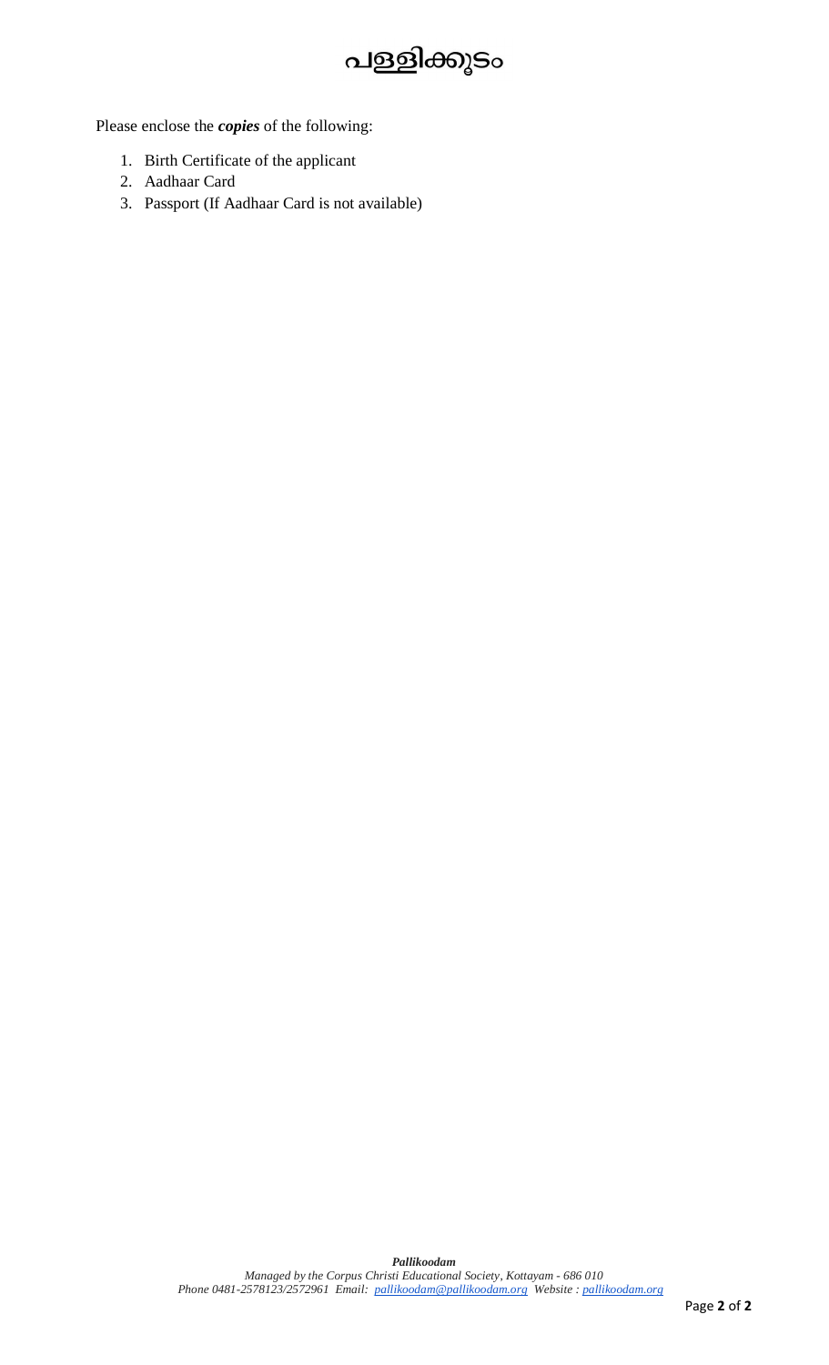Please enclose the ***copies*** of the following:

1. Birth Certificate of the applicant
2. Aadhaar Card
3. Passport (If Aadhaar Card is not available)